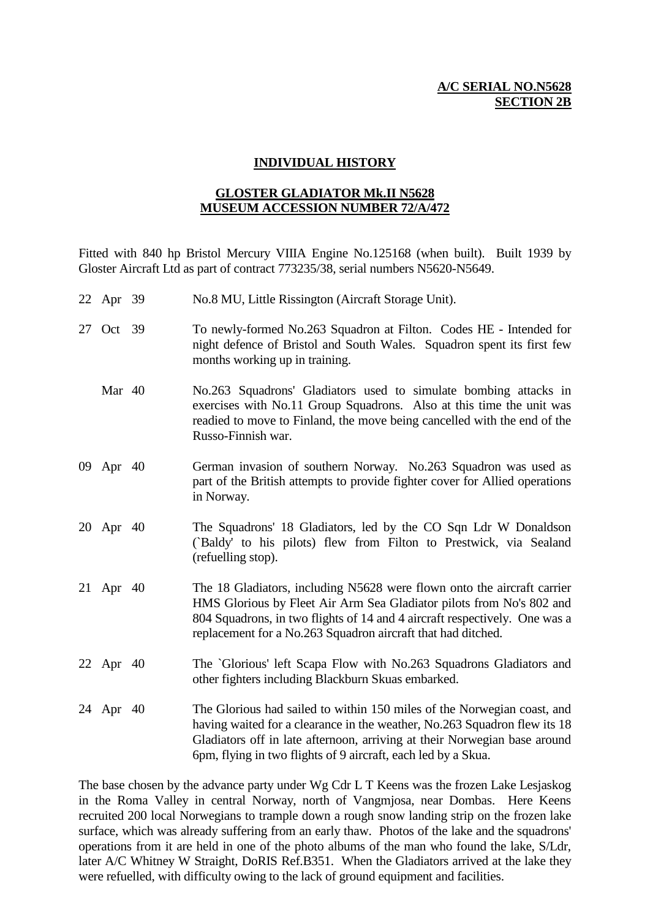**A/C SERIAL NO.N5628**
**SECTION 2B**

# INDIVIDUAL HISTORY

## GLOSTER GLADIATOR Mk.II N5628
## MUSEUM ACCESSION NUMBER 72/A/472

Fitted with 840 hp Bristol Mercury VIIIA Engine No.125168 (when built). Built 1939 by Gloster Aircraft Ltd as part of contract 773235/38, serial numbers N5620-N5649.

| Date | Event |
|---|---|
| 22 Apr 39 | No.8 MU, Little Rissington (Aircraft Storage Unit). |
| 27 Oct 39 | To newly-formed No.263 Squadron at Filton. Codes HE - Intended for night defence of Bristol and South Wales. Squadron spent its first few months working up in training. |
| Mar 40 | No.263 Squadrons' Gladiators used to simulate bombing attacks in exercises with No.11 Group Squadrons. Also at this time the unit was readied to move to Finland, the move being cancelled with the end of the Russo-Finnish war. |
| 09 Apr 40 | German invasion of southern Norway. No.263 Squadron was used as part of the British attempts to provide fighter cover for Allied operations in Norway. |
| 20 Apr 40 | The Squadrons' 18 Gladiators, led by the CO Sqn Ldr W Donaldson (`Baldy' to his pilots) flew from Filton to Prestwick, via Sealand (refuelling stop). |
| 21 Apr 40 | The 18 Gladiators, including N5628 were flown onto the aircraft carrier HMS Glorious by Fleet Air Arm Sea Gladiator pilots from No's 802 and 804 Squadrons, in two flights of 14 and 4 aircraft respectively. One was a replacement for a No.263 Squadron aircraft that had ditched. |
| 22 Apr 40 | The `Glorious' left Scapa Flow with No.263 Squadrons Gladiators and other fighters including Blackburn Skuas embarked. |
| 24 Apr 40 | The Glorious had sailed to within 150 miles of the Norwegian coast, and having waited for a clearance in the weather, No.263 Squadron flew its 18 Gladiators off in late afternoon, arriving at their Norwegian base around 6pm, flying in two flights of 9 aircraft, each led by a Skua. |

The base chosen by the advance party under Wg Cdr L T Keens was the frozen Lake Lesjaskog in the Roma Valley in central Norway, north of Vangmjosa, near Dombas. Here Keens recruited 200 local Norwegians to trample down a rough snow landing strip on the frozen lake surface, which was already suffering from an early thaw. Photos of the lake and the squadrons' operations from it are held in one of the photo albums of the man who found the lake, S/Ldr, later A/C Whitney W Straight, DoRIS Ref.B351. When the Gladiators arrived at the lake they were refuelled, with difficulty owing to the lack of ground equipment and facilities.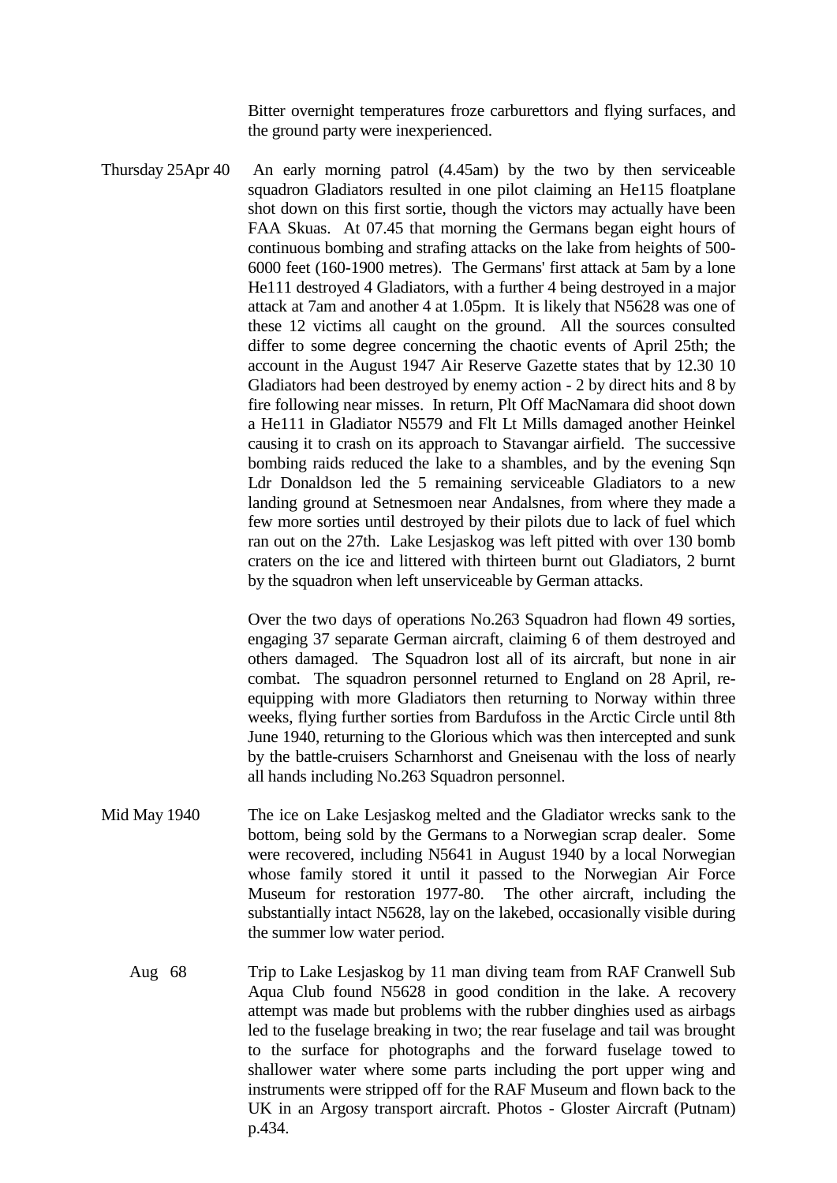Bitter overnight temperatures froze carburettors and flying surfaces, and the ground party were inexperienced.

**Thursday 25Apr 40** An early morning patrol (4.45am) by the two by then serviceable squadron Gladiators resulted in one pilot claiming an He115 floatplane shot down on this first sortie, though the victors may actually have been FAA Skuas. At 07.45 that morning the Germans began eight hours of continuous bombing and strafing attacks on the lake from heights of 500-6000 feet (160-1900 metres). The Germans' first attack at 5am by a lone He111 destroyed 4 Gladiators, with a further 4 being destroyed in a major attack at 7am and another 4 at 1.05pm. It is likely that N5628 was one of these 12 victims all caught on the ground. All the sources consulted differ to some degree concerning the chaotic events of April 25th; the account in the August 1947 Air Reserve Gazette states that by 12.30 10 Gladiators had been destroyed by enemy action - 2 by direct hits and 8 by fire following near misses. In return, Plt Off MacNamara did shoot down a He111 in Gladiator N5579 and Flt Lt Mills damaged another Heinkel causing it to crash on its approach to Stavangar airfield. The successive bombing raids reduced the lake to a shambles, and by the evening Sqn Ldr Donaldson led the 5 remaining serviceable Gladiators to a new landing ground at Setnesmoen near Andalsnes, from where they made a few more sorties until destroyed by their pilots due to lack of fuel which ran out on the 27th. Lake Lesjaskog was left pitted with over 130 bomb craters on the ice and littered with thirteen burnt out Gladiators, 2 burnt by the squadron when left unserviceable by German attacks.

Over the two days of operations No.263 Squadron had flown 49 sorties, engaging 37 separate German aircraft, claiming 6 of them destroyed and others damaged. The Squadron lost all of its aircraft, but none in air combat. The squadron personnel returned to England on 28 April, re-equipping with more Gladiators then returning to Norway within three weeks, flying further sorties from Bardufoss in the Arctic Circle until 8th June 1940, returning to the Glorious which was then intercepted and sunk by the battle-cruisers Scharnhorst and Gneisenau with the loss of nearly all hands including No.263 Squadron personnel.

**Mid May 1940** The ice on Lake Lesjaskog melted and the Gladiator wrecks sank to the bottom, being sold by the Germans to a Norwegian scrap dealer. Some were recovered, including N5641 in August 1940 by a local Norwegian whose family stored it until it passed to the Norwegian Air Force Museum for restoration 1977-80. The other aircraft, including the substantially intact N5628, lay on the lakebed, occasionally visible during the summer low water period.

**Aug 68** Trip to Lake Lesjaskog by 11 man diving team from RAF Cranwell Sub Aqua Club found N5628 in good condition in the lake. A recovery attempt was made but problems with the rubber dinghies used as airbags led to the fuselage breaking in two; the rear fuselage and tail was brought to the surface for photographs and the forward fuselage towed to shallower water where some parts including the port upper wing and instruments were stripped off for the RAF Museum and flown back to the UK in an Argosy transport aircraft. Photos - Gloster Aircraft (Putnam) p.434.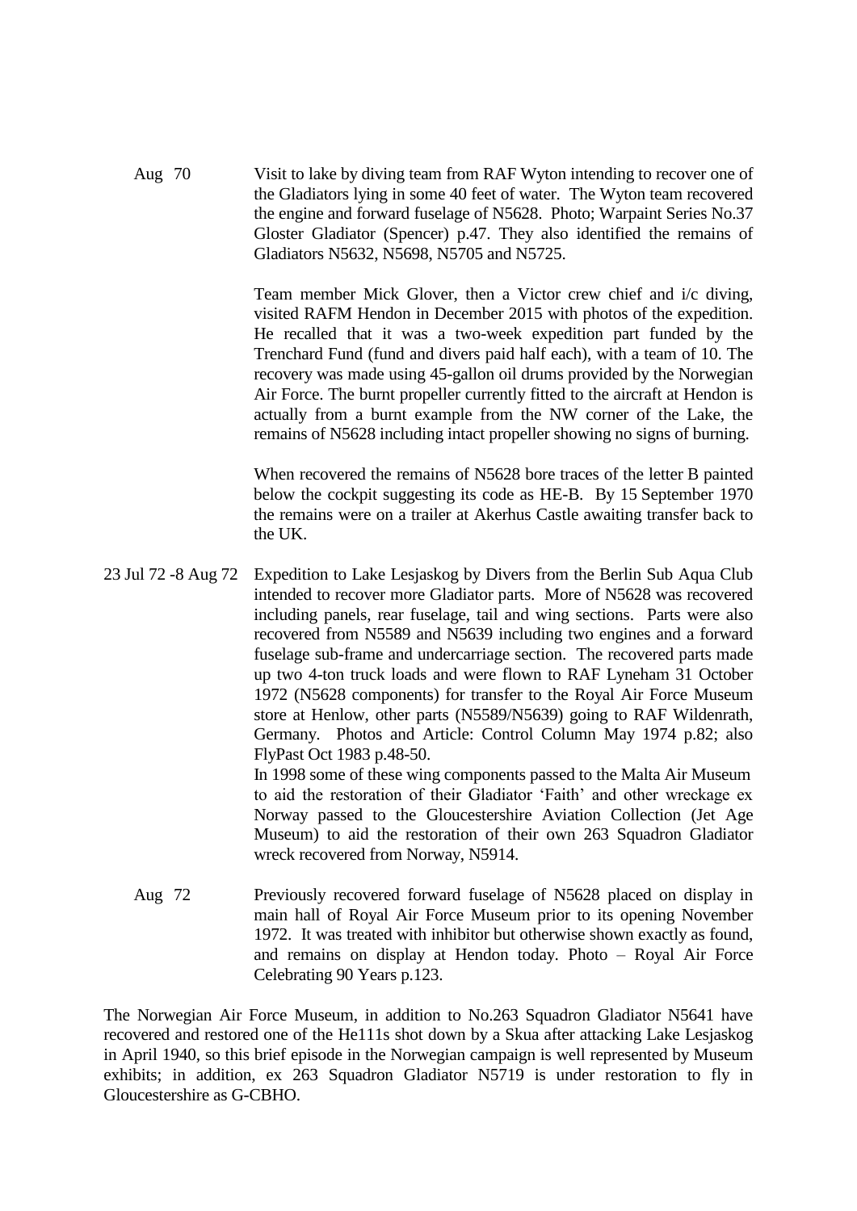| | |
|---|---|
| Aug 70 | Visit to lake by diving team from RAF Wyton intending to recover one of the Gladiators lying in some 40 feet of water. The Wyton team recovered the engine and forward fuselage of N5628. Photo; Warpaint Series No.37 Gloster Gladiator (Spencer) p.47. They also identified the remains of Gladiators N5632, N5698, N5705 and N5725.<br><br>Team member Mick Glover, then a Victor crew chief and i/c diving, visited RAFM Hendon in December 2015 with photos of the expedition. He recalled that it was a two-week expedition part funded by the Trenchard Fund (fund and divers paid half each), with a team of 10. The recovery was made using 45-gallon oil drums provided by the Norwegian Air Force. The burnt propeller currently fitted to the aircraft at Hendon is actually from a burnt example from the NW corner of the Lake, the remains of N5628 including intact propeller showing no signs of burning.<br><br>When recovered the remains of N5628 bore traces of the letter B painted below the cockpit suggesting its code as HE-B. By 15 September 1970 the remains were on a trailer at Akerhus Castle awaiting transfer back to the UK. |
| 23 Jul 72 -8 Aug 72 | Expedition to Lake Lesjaskog by Divers from the Berlin Sub Aqua Club intended to recover more Gladiator parts. More of N5628 was recovered including panels, rear fuselage, tail and wing sections. Parts were also recovered from N5589 and N5639 including two engines and a forward fuselage sub-frame and undercarriage section. The recovered parts made up two 4-ton truck loads and were flown to RAF Lyneham 31 October 1972 (N5628 components) for transfer to the Royal Air Force Museum store at Henlow, other parts (N5589/N5639) going to RAF Wildenrath, Germany. Photos and Article: Control Column May 1974 p.82; also FlyPast Oct 1983 p.48-50.<br>In 1998 some of these wing components passed to the Malta Air Museum to aid the restoration of their Gladiator 'Faith' and other wreckage ex Norway passed to the Gloucestershire Aviation Collection (Jet Age Museum) to aid the restoration of their own 263 Squadron Gladiator wreck recovered from Norway, N5914. |
| Aug 72 | Previously recovered forward fuselage of N5628 placed on display in main hall of Royal Air Force Museum prior to its opening November 1972. It was treated with inhibitor but otherwise shown exactly as found, and remains on display at Hendon today. Photo – Royal Air Force Celebrating 90 Years p.123. |

The Norwegian Air Force Museum, in addition to No.263 Squadron Gladiator N5641 have recovered and restored one of the He111s shot down by a Skua after attacking Lake Lesjaskog in April 1940, so this brief episode in the Norwegian campaign is well represented by Museum exhibits; in addition, ex 263 Squadron Gladiator N5719 is under restoration to fly in Gloucestershire as G-CBHO.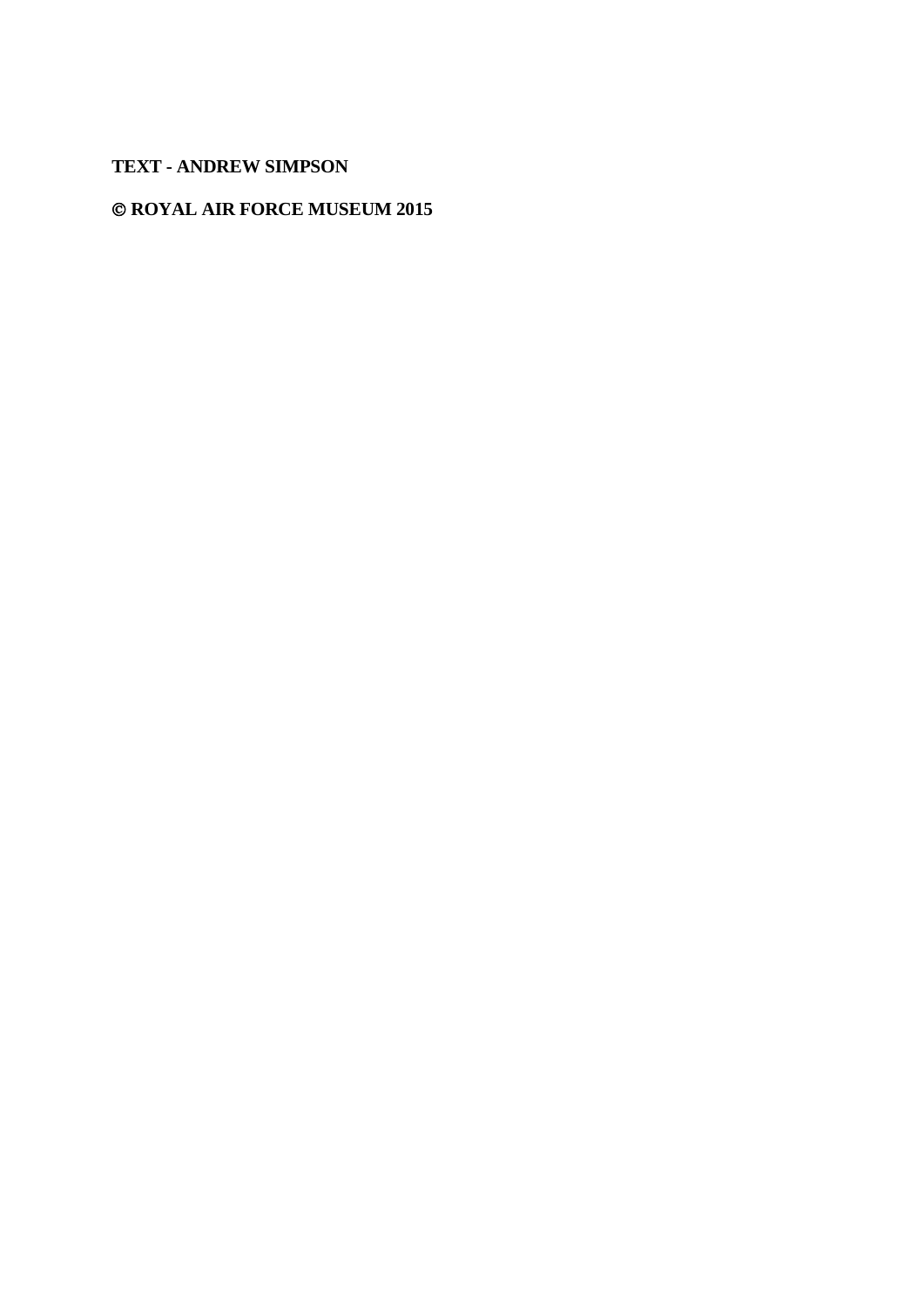**TEXT - ANDREW SIMPSON**

**© ROYAL AIR FORCE MUSEUM 2015**